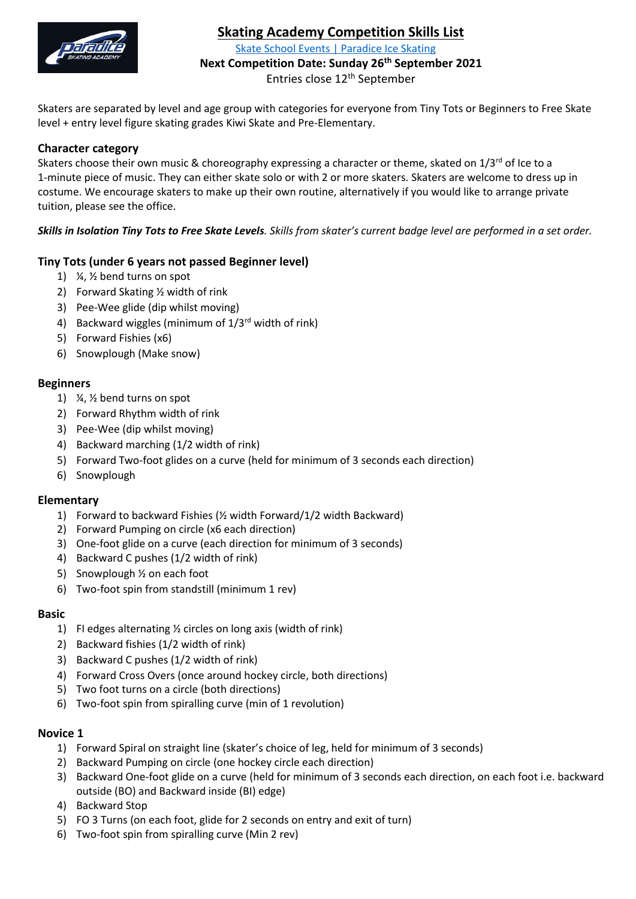# Skating Academy Competition Skills List

Skate School Events | Paradice Ice Skating

**Next Competition Date: Sunday 26th September 2021**

Entries close 12th September

Skaters are separated by level and age group with categories for everyone from Tiny Tots or Beginners to Free Skate level + entry level figure skating grades Kiwi Skate and Pre-Elementary.

### Character category

Skaters choose their own music & choreography expressing a character or theme, skated on 1/3rd of Ice to a 1-minute piece of music. They can either skate solo or with 2 or more skaters. Skaters are welcome to dress up in costume. We encourage skaters to make up their own routine, alternatively if you would like to arrange private tuition, please see the office.

***Skills in Isolation Tiny Tots to Free Skate Levels****. Skills from skater's current badge level are performed in a set order.*

### Tiny Tots (under 6 years not passed Beginner level)

1) ¼, ½ bend turns on spot
2) Forward Skating ½ width of rink
3) Pee-Wee glide (dip whilst moving)
4) Backward wiggles (minimum of 1/3rd width of rink)
5) Forward Fishies (x6)
6) Snowplough (Make snow)

### Beginners

1) ¼, ½ bend turns on spot
2) Forward Rhythm width of rink
3) Pee-Wee (dip whilst moving)
4) Backward marching (1/2 width of rink)
5) Forward Two-foot glides on a curve (held for minimum of 3 seconds each direction)
6) Snowplough

### Elementary

1) Forward to backward Fishies (½ width Forward/1/2 width Backward)
2) Forward Pumping on circle (x6 each direction)
3) One-foot glide on a curve (each direction for minimum of 3 seconds)
4) Backward C pushes (1/2 width of rink)
5) Snowplough ½ on each foot
6) Two-foot spin from standstill (minimum 1 rev)

### Basic

1) FI edges alternating ½ circles on long axis (width of rink)
2) Backward fishies (1/2 width of rink)
3) Backward C pushes (1/2 width of rink)
4) Forward Cross Overs (once around hockey circle, both directions)
5) Two foot turns on a circle (both directions)
6) Two-foot spin from spiralling curve (min of 1 revolution)

### Novice 1

1) Forward Spiral on straight line (skater's choice of leg, held for minimum of 3 seconds)
2) Backward Pumping on circle (one hockey circle each direction)
3) Backward One-foot glide on a curve (held for minimum of 3 seconds each direction, on each foot i.e. backward outside (BO) and Backward inside (BI) edge)
4) Backward Stop
5) FO 3 Turns (on each foot, glide for 2 seconds on entry and exit of turn)
6) Two-foot spin from spiralling curve (Min 2 rev)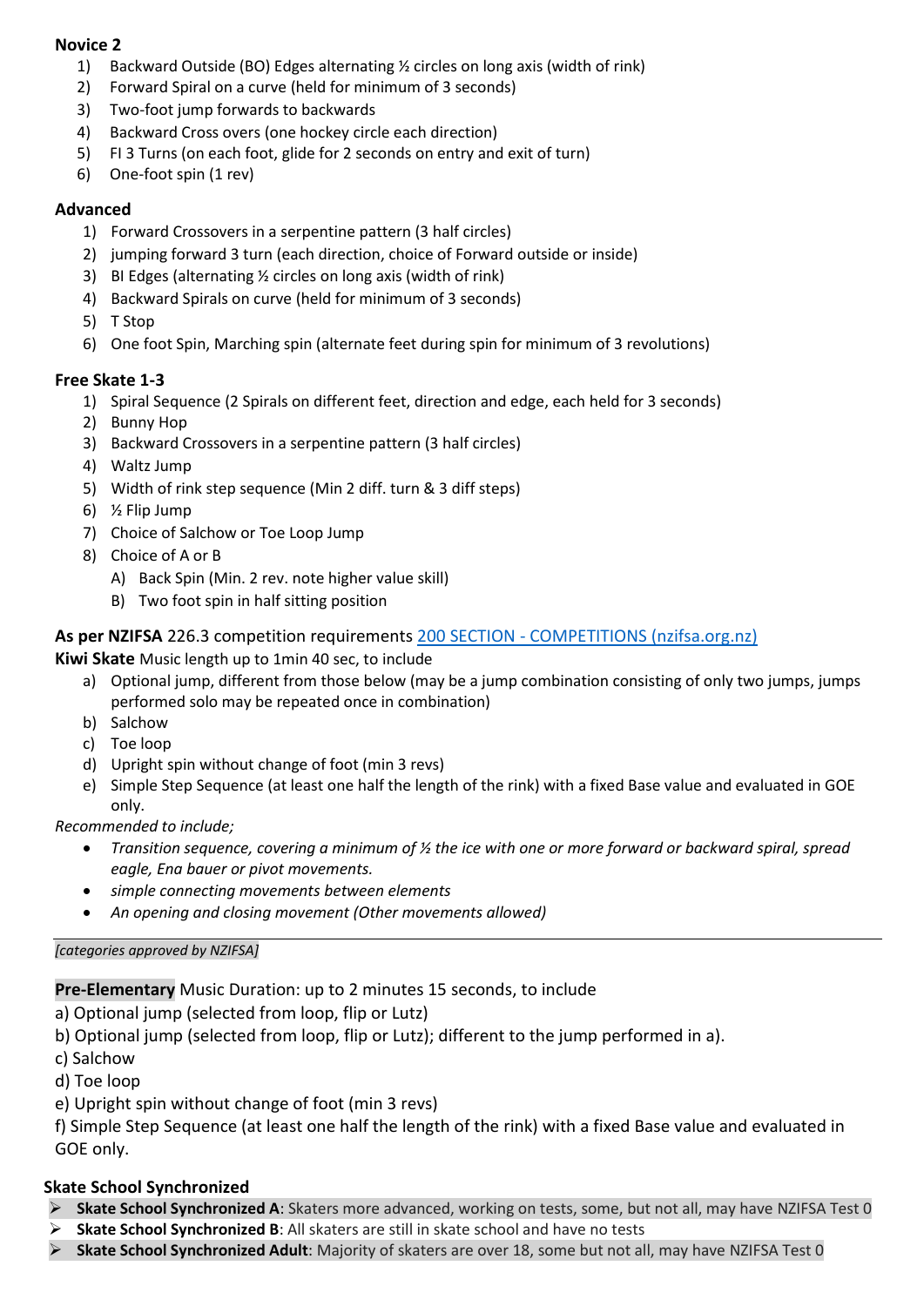**Novice 2**

1) Backward Outside (BO) Edges alternating ½ circles on long axis (width of rink)
2) Forward Spiral on a curve (held for minimum of 3 seconds)
3) Two-foot jump forwards to backwards
4) Backward Cross overs (one hockey circle each direction)
5) FI 3 Turns (on each foot, glide for 2 seconds on entry and exit of turn)
6) One-foot spin (1 rev)

**Advanced**

1) Forward Crossovers in a serpentine pattern (3 half circles)
2) jumping forward 3 turn (each direction, choice of Forward outside or inside)
3) BI Edges (alternating ½ circles on long axis (width of rink)
4) Backward Spirals on curve (held for minimum of 3 seconds)
5) T Stop
6) One foot Spin, Marching spin (alternate feet during spin for minimum of 3 revolutions)

**Free Skate 1-3**

1) Spiral Sequence (2 Spirals on different feet, direction and edge, each held for 3 seconds)
2) Bunny Hop
3) Backward Crossovers in a serpentine pattern (3 half circles)
4) Waltz Jump
5) Width of rink step sequence (Min 2 diff. turn & 3 diff steps)
6) ½ Flip Jump
7) Choice of Salchow or Toe Loop Jump
8) Choice of A or B
   A) Back Spin (Min. 2 rev. note higher value skill)
   B) Two foot spin in half sitting position

**As per NZIFSA** 226.3 competition requirements [200 SECTION - COMPETITIONS (nzifsa.org.nz)]

**Kiwi Skate** Music length up to 1min 40 sec, to include

a) Optional jump, different from those below (may be a jump combination consisting of only two jumps, jumps performed solo may be repeated once in combination)
b) Salchow
c) Toe loop
d) Upright spin without change of foot (min 3 revs)
e) Simple Step Sequence (at least one half the length of the rink) with a fixed Base value and evaluated in GOE only.

*Recommended to include;*

- *Transition sequence, covering a minimum of ½ the ice with one or more forward or backward spiral, spread eagle, Ena bauer or pivot movements.*
- *simple connecting movements between elements*
- *An opening and closing movement (Other movements allowed)*

*[categories approved by NZIFSA]*

**Pre-Elementary** Music Duration: up to 2 minutes 15 seconds, to include

a) Optional jump (selected from loop, flip or Lutz)
b) Optional jump (selected from loop, flip or Lutz); different to the jump performed in a).
c) Salchow
d) Toe loop
e) Upright spin without change of foot (min 3 revs)
f) Simple Step Sequence (at least one half the length of the rink) with a fixed Base value and evaluated in GOE only.

**Skate School Synchronized**

- **Skate School Synchronized A**: Skaters more advanced, working on tests, some, but not all, may have NZIFSA Test 0
- **Skate School Synchronized B**: All skaters are still in skate school and have no tests
- **Skate School Synchronized Adult**: Majority of skaters are over 18, some but not all, may have NZIFSA Test 0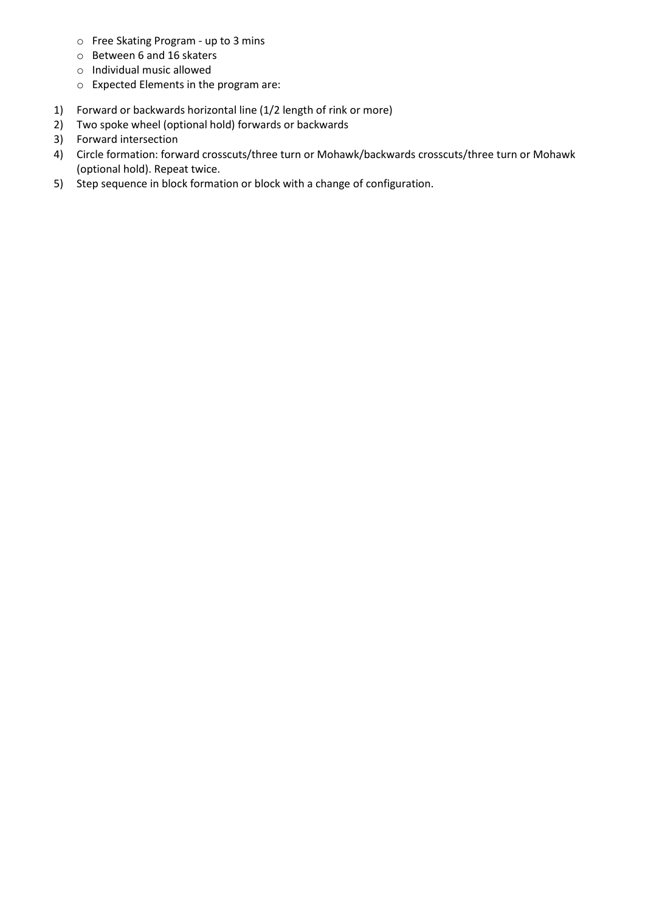- Free Skating Program - up to 3 mins
- Between 6 and 16 skaters
- Individual music allowed
- Expected Elements in the program are:

1) Forward or backwards horizontal line (1/2 length of rink or more)
2) Two spoke wheel (optional hold) forwards or backwards
3) Forward intersection
4) Circle formation: forward crosscuts/three turn or Mohawk/backwards crosscuts/three turn or Mohawk (optional hold). Repeat twice.
5) Step sequence in block formation or block with a change of configuration.